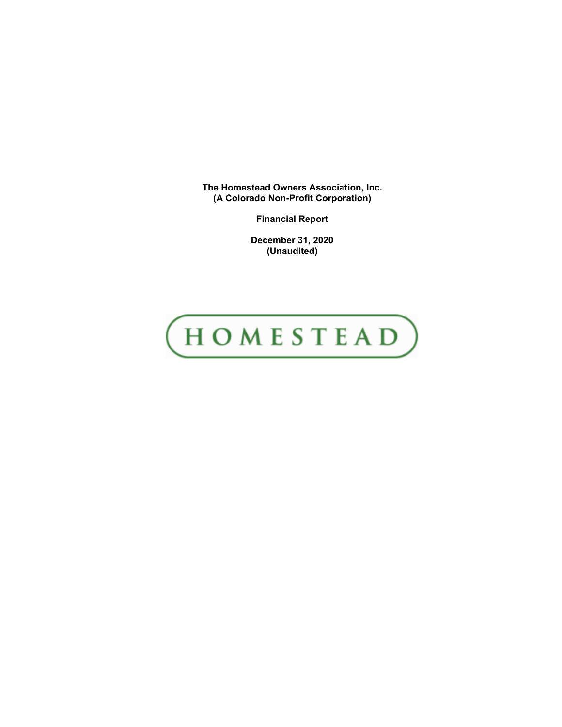**The Homestead Owners Association, Inc.**
**(A Colorado Non-Profit Corporation)**

**Financial Report**

**December 31, 2020**
**(Unaudited)**

HOMESTEAD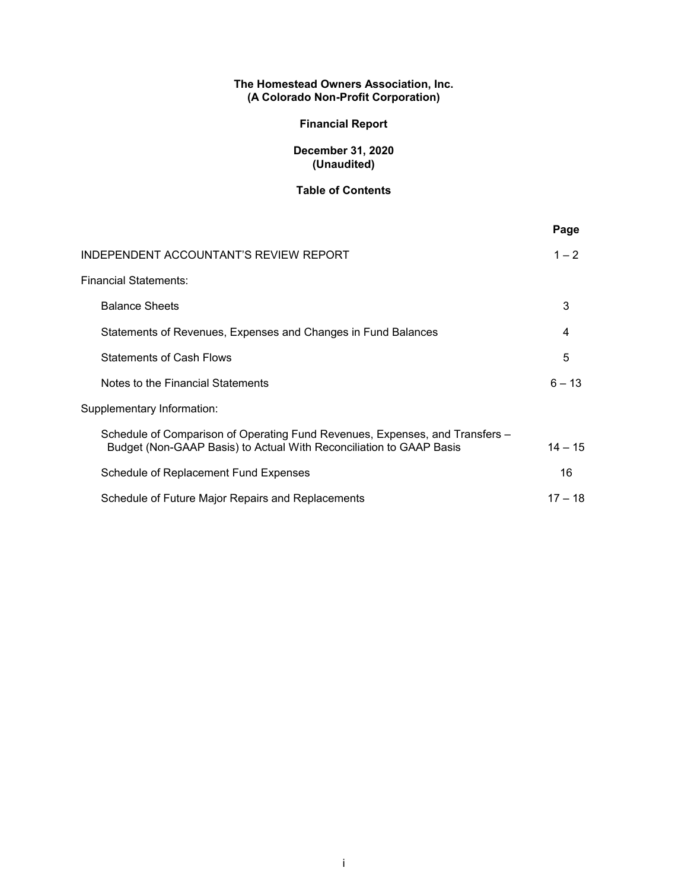**The Homestead Owners Association, Inc.**
**(A Colorado Non-Profit Corporation)**

**Financial Report**

**December 31, 2020**
**(Unaudited)**

**Table of Contents**

| | Page |
|---|---|
| INDEPENDENT ACCOUNTANT'S REVIEW REPORT | 1 – 2 |
| Financial Statements: | |
| Balance Sheets | 3 |
| Statements of Revenues, Expenses and Changes in Fund Balances | 4 |
| Statements of Cash Flows | 5 |
| Notes to the Financial Statements | 6 – 13 |
| Supplementary Information: | |
| Schedule of Comparison of Operating Fund Revenues, Expenses, and Transfers – Budget (Non-GAAP Basis) to Actual With Reconciliation to GAAP Basis | 14 – 15 |
| Schedule of Replacement Fund Expenses | 16 |
| Schedule of Future Major Repairs and Replacements | 17 – 18 |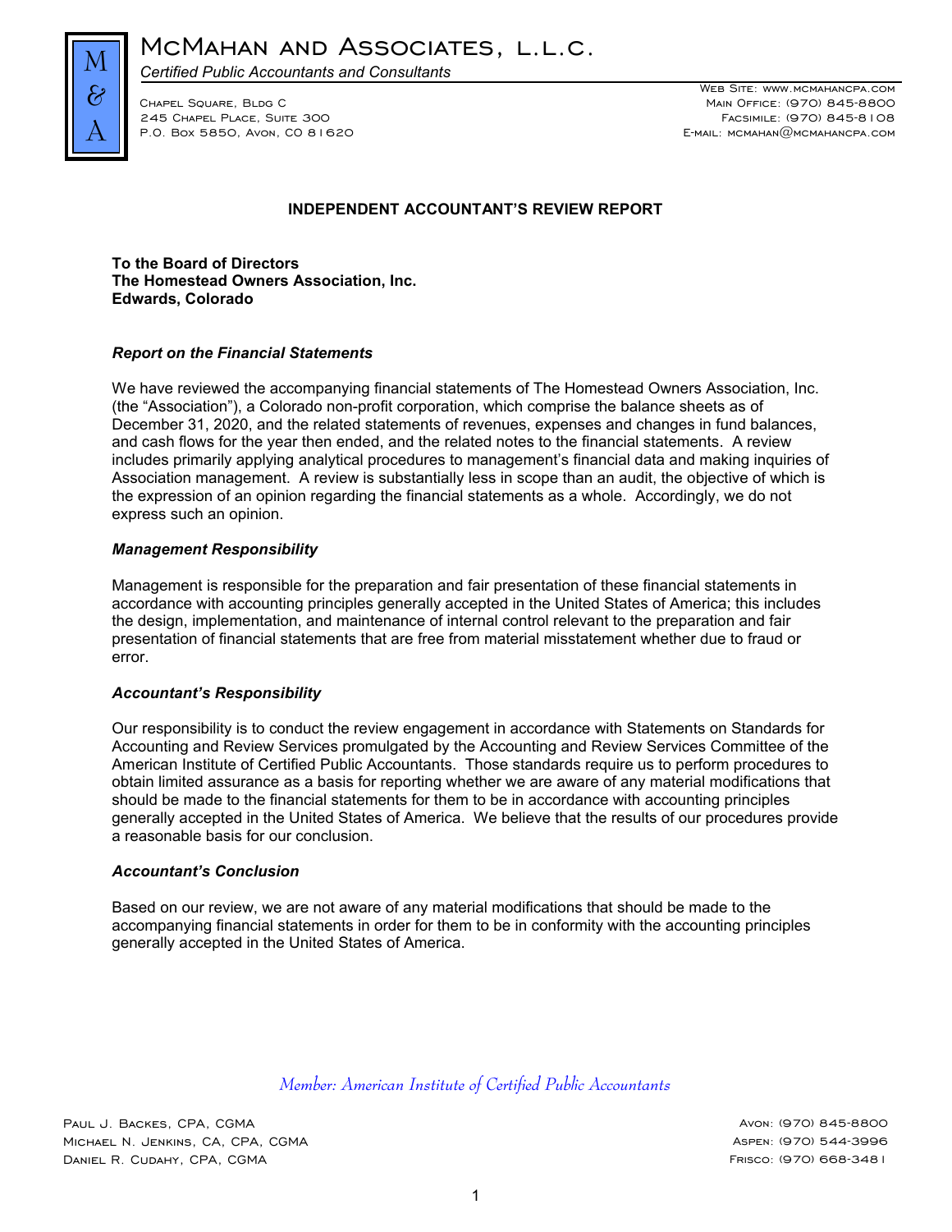# McMahan and Associates, L.L.C.

*Certified Public Accountants and Consultants*

Chapel Square, Bldg C
245 Chapel Place, Suite 300
P.O. Box 5850, Avon, CO 81620

Web Site: www.mcmahancpa.com
Main Office: (970) 845-8800
Facsimile: (970) 845-8108
E-mail: mcmahan@mcmahancpa.com

## INDEPENDENT ACCOUNTANT'S REVIEW REPORT

**To the Board of Directors**
**The Homestead Owners Association, Inc.**
**Edwards, Colorado**

### *Report on the Financial Statements*

We have reviewed the accompanying financial statements of The Homestead Owners Association, Inc. (the "Association"), a Colorado non-profit corporation, which comprise the balance sheets as of December 31, 2020, and the related statements of revenues, expenses and changes in fund balances, and cash flows for the year then ended, and the related notes to the financial statements. A review includes primarily applying analytical procedures to management's financial data and making inquiries of Association management. A review is substantially less in scope than an audit, the objective of which is the expression of an opinion regarding the financial statements as a whole. Accordingly, we do not express such an opinion.

### *Management Responsibility*

Management is responsible for the preparation and fair presentation of these financial statements in accordance with accounting principles generally accepted in the United States of America; this includes the design, implementation, and maintenance of internal control relevant to the preparation and fair presentation of financial statements that are free from material misstatement whether due to fraud or error.

### *Accountant's Responsibility*

Our responsibility is to conduct the review engagement in accordance with Statements on Standards for Accounting and Review Services promulgated by the Accounting and Review Services Committee of the American Institute of Certified Public Accountants. Those standards require us to perform procedures to obtain limited assurance as a basis for reporting whether we are aware of any material modifications that should be made to the financial statements for them to be in accordance with accounting principles generally accepted in the United States of America. We believe that the results of our procedures provide a reasonable basis for our conclusion.

### *Accountant's Conclusion*

Based on our review, we are not aware of any material modifications that should be made to the accompanying financial statements in order for them to be in conformity with the accounting principles generally accepted in the United States of America.

*Member: American Institute of Certified Public Accountants*

Paul J. Backes, CPA, CGMA
Michael N. Jenkins, CA, CPA, CGMA
Daniel R. Cudahy, CPA, CGMA

Avon: (970) 845-8800
Aspen: (970) 544-3996
Frisco: (970) 668-3481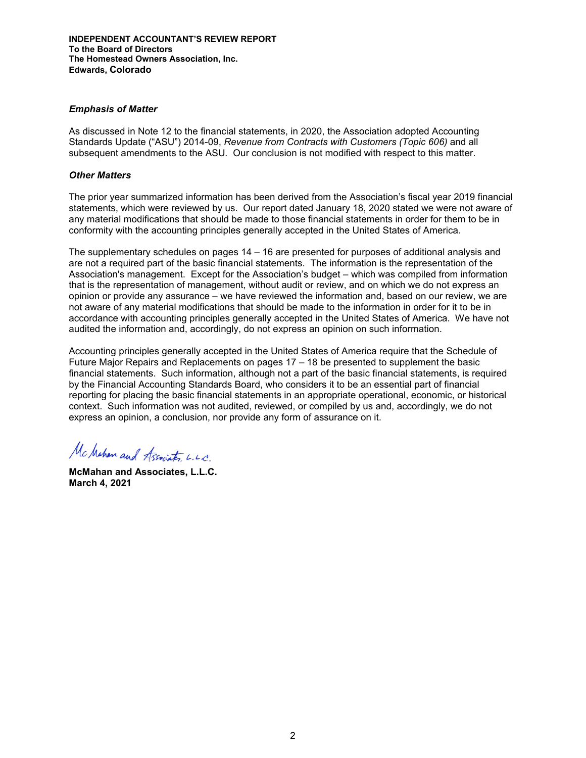**INDEPENDENT ACCOUNTANT'S REVIEW REPORT**
**To the Board of Directors**
**The Homestead Owners Association, Inc.**
**Edwards, Colorado**

### *Emphasis of Matter*

As discussed in Note 12 to the financial statements, in 2020, the Association adopted Accounting Standards Update ("ASU") 2014-09, *Revenue from Contracts with Customers (Topic 606)* and all subsequent amendments to the ASU. Our conclusion is not modified with respect to this matter.

### *Other Matters*

The prior year summarized information has been derived from the Association's fiscal year 2019 financial statements, which were reviewed by us. Our report dated January 18, 2020 stated we were not aware of any material modifications that should be made to those financial statements in order for them to be in conformity with the accounting principles generally accepted in the United States of America.

The supplementary schedules on pages 14 – 16 are presented for purposes of additional analysis and are not a required part of the basic financial statements. The information is the representation of the Association's management. Except for the Association's budget – which was compiled from information that is the representation of management, without audit or review, and on which we do not express an opinion or provide any assurance – we have reviewed the information and, based on our review, we are not aware of any material modifications that should be made to the information in order for it to be in accordance with accounting principles generally accepted in the United States of America. We have not audited the information and, accordingly, do not express an opinion on such information.

Accounting principles generally accepted in the United States of America require that the Schedule of Future Major Repairs and Replacements on pages 17 – 18 be presented to supplement the basic financial statements. Such information, although not a part of the basic financial statements, is required by the Financial Accounting Standards Board, who considers it to be an essential part of financial reporting for placing the basic financial statements in an appropriate operational, economic, or historical context. Such information was not audited, reviewed, or compiled by us and, accordingly, we do not express an opinion, a conclusion, nor provide any form of assurance on it.

McMahan and Associates, L.L.C.

**McMahan and Associates, L.L.C.**
**March 4, 2021**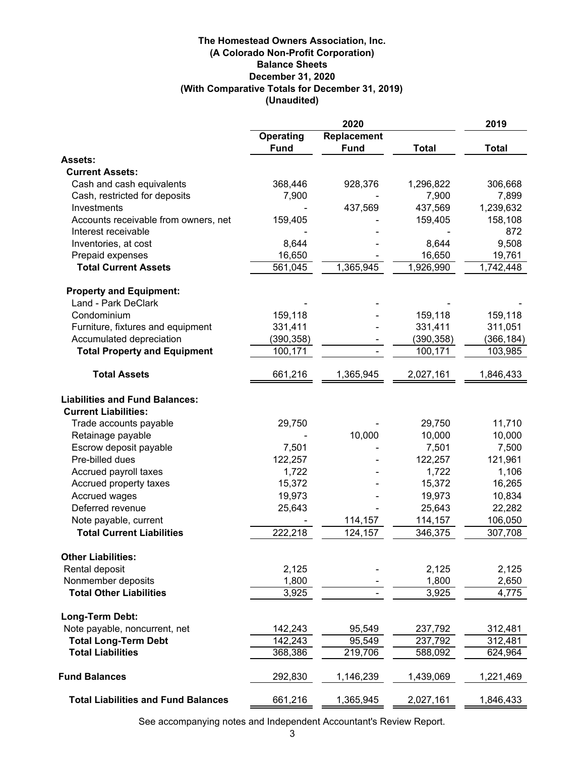**The Homestead Owners Association, Inc.**
**(A Colorado Non-Profit Corporation)**
**Balance Sheets**
**December 31, 2020**
**(With Comparative Totals for December 31, 2019)**
**(Unaudited)**

| | 2020 | | | 2019 |
|---|---|---|---|---|
| | Operating Fund | Replacement Fund | Total | Total |
| **Assets:** | | | | |
| **Current Assets:** | | | | |
| Cash and cash equivalents | 368,446 | 928,376 | 1,296,822 | 306,668 |
| Cash, restricted for deposits | 7,900 | - | 7,900 | 7,899 |
| Investments | - | 437,569 | 437,569 | 1,239,632 |
| Accounts receivable from owners, net | 159,405 | - | 159,405 | 158,108 |
| Interest receivable | - | - | - | 872 |
| Inventories, at cost | 8,644 | - | 8,644 | 9,508 |
| Prepaid expenses | 16,650 | - | 16,650 | 19,761 |
| **Total Current Assets** | 561,045 | 1,365,945 | 1,926,990 | 1,742,448 |
| **Property and Equipment:** | | | | |
| Land - Park DeClark | - | - | - | - |
| Condominium | 159,118 | - | 159,118 | 159,118 |
| Furniture, fixtures and equipment | 331,411 | - | 331,411 | 311,051 |
| Accumulated depreciation | (390,358) | - | (390,358) | (366,184) |
| **Total Property and Equipment** | 100,171 | - | 100,171 | 103,985 |
| **Total Assets** | 661,216 | 1,365,945 | 2,027,161 | 1,846,433 |
| **Liabilities and Fund Balances:** | | | | |
| **Current Liabilities:** | | | | |
| Trade accounts payable | 29,750 | - | 29,750 | 11,710 |
| Retainage payable | - | 10,000 | 10,000 | 10,000 |
| Escrow deposit payable | 7,501 | - | 7,501 | 7,500 |
| Pre-billed dues | 122,257 | - | 122,257 | 121,961 |
| Accrued payroll taxes | 1,722 | - | 1,722 | 1,106 |
| Accrued property taxes | 15,372 | - | 15,372 | 16,265 |
| Accrued wages | 19,973 | - | 19,973 | 10,834 |
| Deferred revenue | 25,643 | - | 25,643 | 22,282 |
| Note payable, current | - | 114,157 | 114,157 | 106,050 |
| **Total Current Liabilities** | 222,218 | 124,157 | 346,375 | 307,708 |
| **Other Liabilities:** | | | | |
| Rental deposit | 2,125 | - | 2,125 | 2,125 |
| Nonmember deposits | 1,800 | - | 1,800 | 2,650 |
| **Total Other Liabilities** | 3,925 | - | 3,925 | 4,775 |
| **Long-Term Debt:** | | | | |
| Note payable, noncurrent, net | 142,243 | 95,549 | 237,792 | 312,481 |
| **Total Long-Term Debt** | 142,243 | 95,549 | 237,792 | 312,481 |
| **Total Liabilities** | 368,386 | 219,706 | 588,092 | 624,964 |
| **Fund Balances** | 292,830 | 1,146,239 | 1,439,069 | 1,221,469 |
| **Total Liabilities and Fund Balances** | 661,216 | 1,365,945 | 2,027,161 | 1,846,433 |

See accompanying notes and Independent Accountant's Review Report.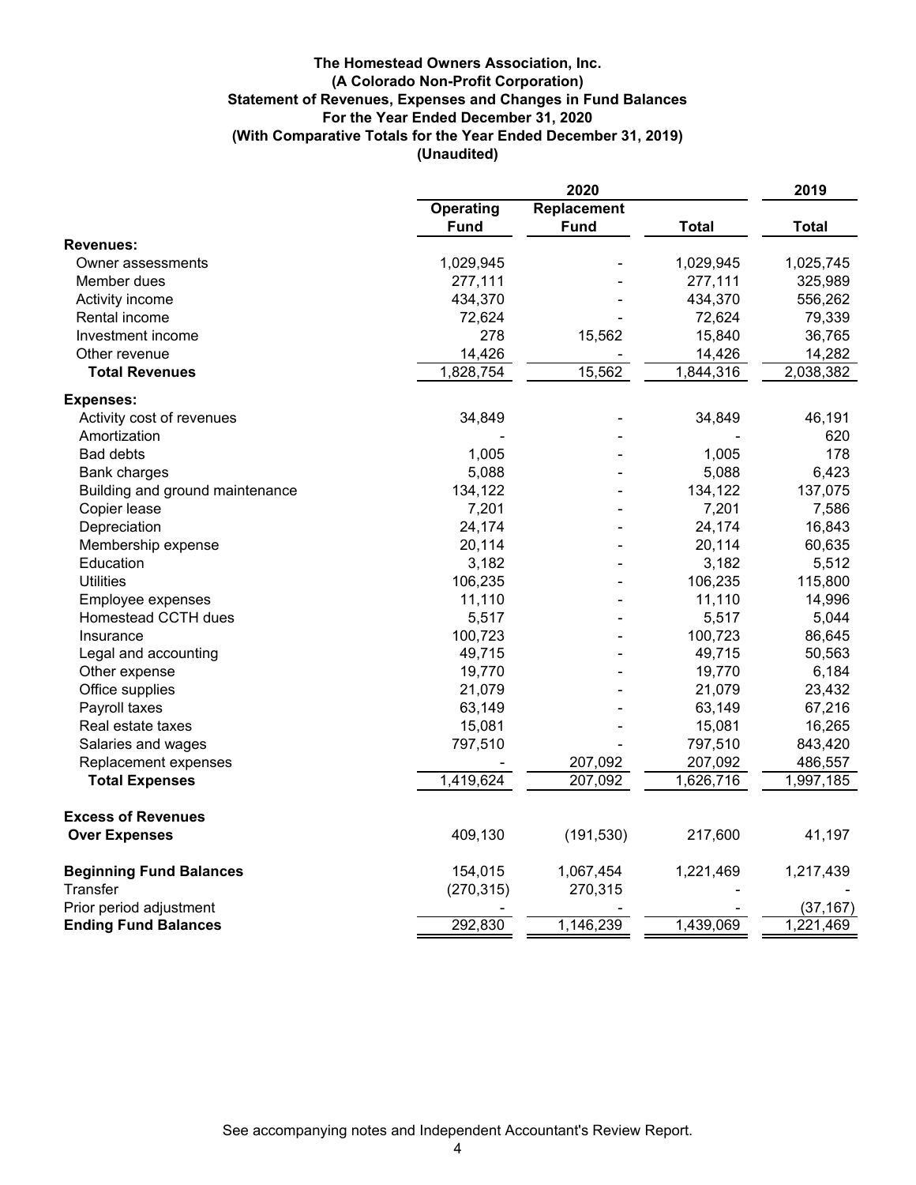**The Homestead Owners Association, Inc.**
**(A Colorado Non-Profit Corporation)**
**Statement of Revenues, Expenses and Changes in Fund Balances**
**For the Year Ended December 31, 2020**
**(With Comparative Totals for the Year Ended December 31, 2019)**
**(Unaudited)**

| | 2020 | | | 2019 |
|---|---|---|---|---|
| | Operating Fund | Replacement Fund | Total | Total |
| **Revenues:** | | | | |
| Owner assessments | 1,029,945 | - | 1,029,945 | 1,025,745 |
| Member dues | 277,111 | - | 277,111 | 325,989 |
| Activity income | 434,370 | - | 434,370 | 556,262 |
| Rental income | 72,624 | - | 72,624 | 79,339 |
| Investment income | 278 | 15,562 | 15,840 | 36,765 |
| Other revenue | 14,426 | - | 14,426 | 14,282 |
| **Total Revenues** | 1,828,754 | 15,562 | 1,844,316 | 2,038,382 |
| **Expenses:** | | | | |
| Activity cost of revenues | 34,849 | - | 34,849 | 46,191 |
| Amortization | - | - | - | 620 |
| Bad debts | 1,005 | - | 1,005 | 178 |
| Bank charges | 5,088 | - | 5,088 | 6,423 |
| Building and ground maintenance | 134,122 | - | 134,122 | 137,075 |
| Copier lease | 7,201 | - | 7,201 | 7,586 |
| Depreciation | 24,174 | - | 24,174 | 16,843 |
| Membership expense | 20,114 | - | 20,114 | 60,635 |
| Education | 3,182 | - | 3,182 | 5,512 |
| Utilities | 106,235 | - | 106,235 | 115,800 |
| Employee expenses | 11,110 | - | 11,110 | 14,996 |
| Homestead CCTH dues | 5,517 | - | 5,517 | 5,044 |
| Insurance | 100,723 | - | 100,723 | 86,645 |
| Legal and accounting | 49,715 | - | 49,715 | 50,563 |
| Other expense | 19,770 | - | 19,770 | 6,184 |
| Office supplies | 21,079 | - | 21,079 | 23,432 |
| Payroll taxes | 63,149 | - | 63,149 | 67,216 |
| Real estate taxes | 15,081 | - | 15,081 | 16,265 |
| Salaries and wages | 797,510 | - | 797,510 | 843,420 |
| Replacement expenses | - | 207,092 | 207,092 | 486,557 |
| **Total Expenses** | 1,419,624 | 207,092 | 1,626,716 | 1,997,185 |
| **Excess of Revenues Over Expenses** | 409,130 | (191,530) | 217,600 | 41,197 |
| **Beginning Fund Balances** | 154,015 | 1,067,454 | 1,221,469 | 1,217,439 |
| Transfer | (270,315) | 270,315 | - | - |
| Prior period adjustment | - | - | - | (37,167) |
| **Ending Fund Balances** | 292,830 | 1,146,239 | 1,439,069 | 1,221,469 |

See accompanying notes and Independent Accountant's Review Report.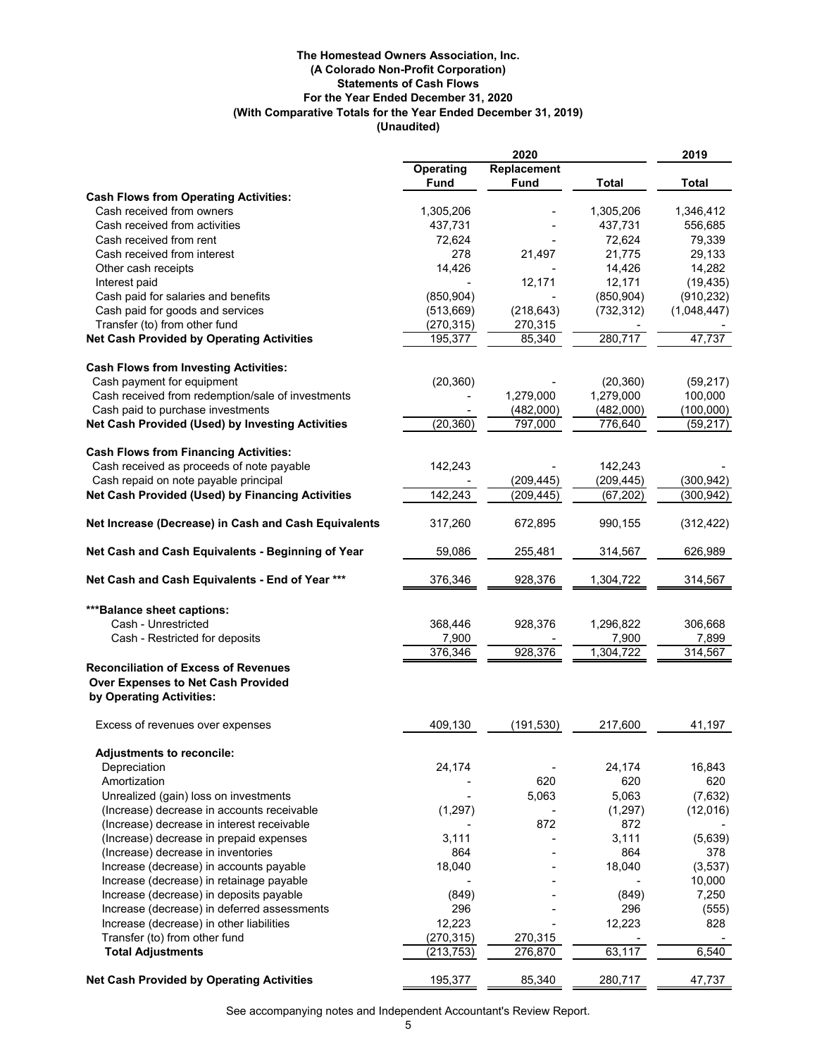**The Homestead Owners Association, Inc.**
**(A Colorado Non-Profit Corporation)**
**Statements of Cash Flows**
**For the Year Ended December 31, 2020**
**(With Comparative Totals for the Year Ended December 31, 2019)**
**(Unaudited)**

| | 2020 | | | 2019 |
|---|---|---|---|---|
| | Operating Fund | Replacement Fund | Total | Total |
| **Cash Flows from Operating Activities:** | | | | |
| Cash received from owners | 1,305,206 | - | 1,305,206 | 1,346,412 |
| Cash received from activities | 437,731 | - | 437,731 | 556,685 |
| Cash received from rent | 72,624 | - | 72,624 | 79,339 |
| Cash received from interest | 278 | 21,497 | 21,775 | 29,133 |
| Other cash receipts | 14,426 | - | 14,426 | 14,282 |
| Interest paid | - | 12,171 | 12,171 | (19,435) |
| Cash paid for salaries and benefits | (850,904) | - | (850,904) | (910,232) |
| Cash paid for goods and services | (513,669) | (218,643) | (732,312) | (1,048,447) |
| Transfer (to) from other fund | (270,315) | 270,315 | - | - |
| **Net Cash Provided by Operating Activities** | 195,377 | 85,340 | 280,717 | 47,737 |
| **Cash Flows from Investing Activities:** | | | | |
| Cash payment for equipment | (20,360) | - | (20,360) | (59,217) |
| Cash received from redemption/sale of investments | - | 1,279,000 | 1,279,000 | 100,000 |
| Cash paid to purchase investments | - | (482,000) | (482,000) | (100,000) |
| **Net Cash Provided (Used) by Investing Activities** | (20,360) | 797,000 | 776,640 | (59,217) |
| **Cash Flows from Financing Activities:** | | | | |
| Cash received as proceeds of note payable | 142,243 | - | 142,243 | - |
| Cash repaid on note payable principal | - | (209,445) | (209,445) | (300,942) |
| **Net Cash Provided (Used) by Financing Activities** | 142,243 | (209,445) | (67,202) | (300,942) |
| **Net Increase (Decrease) in Cash and Cash Equivalents** | 317,260 | 672,895 | 990,155 | (312,422) |
| **Net Cash and Cash Equivalents - Beginning of Year** | 59,086 | 255,481 | 314,567 | 626,989 |
| **Net Cash and Cash Equivalents - End of Year \*\*\*** | 376,346 | 928,376 | 1,304,722 | 314,567 |
| **\*\*\*Balance sheet captions:** | | | | |
| Cash - Unrestricted | 368,446 | 928,376 | 1,296,822 | 306,668 |
| Cash - Restricted for deposits | 7,900 | - | 7,900 | 7,899 |
| | 376,346 | 928,376 | 1,304,722 | 314,567 |
| **Reconciliation of Excess of Revenues Over Expenses to Net Cash Provided by Operating Activities:** | | | | |
| Excess of revenues over expenses | 409,130 | (191,530) | 217,600 | 41,197 |
| **Adjustments to reconcile:** | | | | |
| Depreciation | 24,174 | - | 24,174 | 16,843 |
| Amortization | - | 620 | 620 | 620 |
| Unrealized (gain) loss on investments | - | 5,063 | 5,063 | (7,632) |
| (Increase) decrease in accounts receivable | (1,297) | - | (1,297) | (12,016) |
| (Increase) decrease in interest receivable | - | 872 | 872 | - |
| (Increase) decrease in prepaid expenses | 3,111 | - | 3,111 | (5,639) |
| (Increase) decrease in inventories | 864 | - | 864 | 378 |
| Increase (decrease) in accounts payable | 18,040 | - | 18,040 | (3,537) |
| Increase (decrease) in retainage payable | - | - | - | 10,000 |
| Increase (decrease) in deposits payable | (849) | - | (849) | 7,250 |
| Increase (decrease) in deferred assessments | 296 | - | 296 | (555) |
| Increase (decrease) in other liabilities | 12,223 | - | 12,223 | 828 |
| Transfer (to) from other fund | (270,315) | 270,315 | - | - |
| **Total Adjustments** | (213,753) | 276,870 | 63,117 | 6,540 |
| **Net Cash Provided by Operating Activities** | 195,377 | 85,340 | 280,717 | 47,737 |

See accompanying notes and Independent Accountant's Review Report.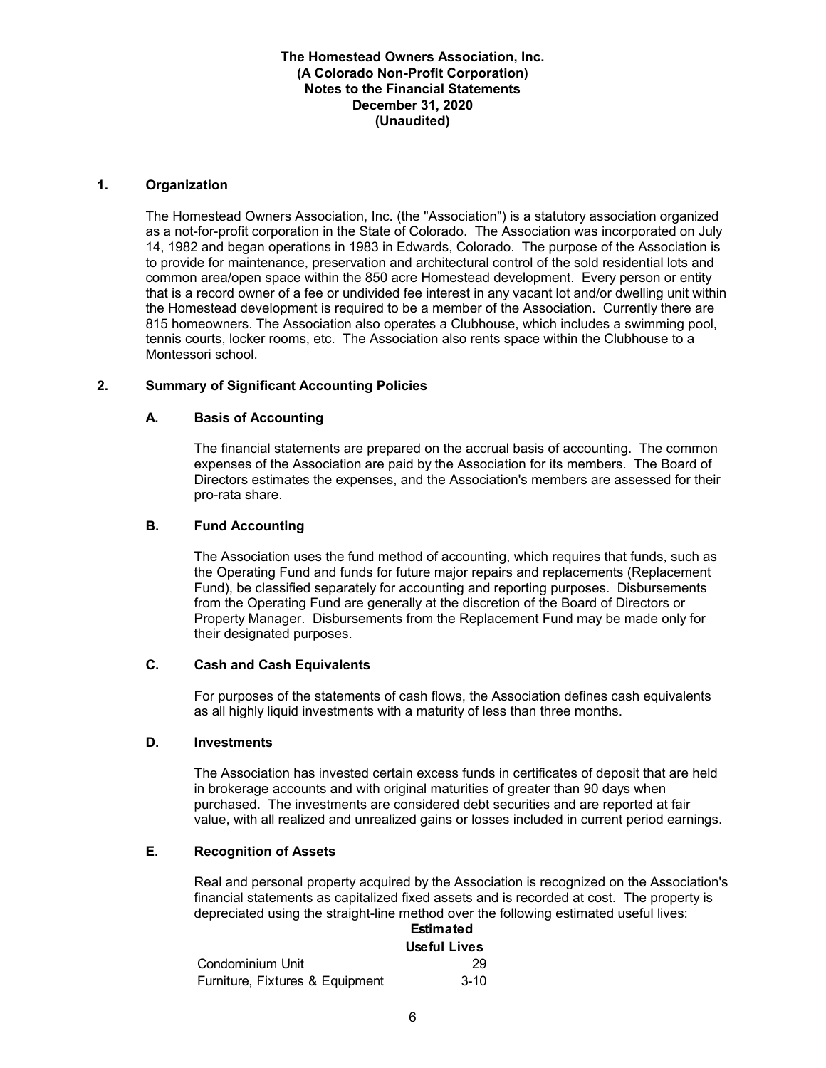**The Homestead Owners Association, Inc.**
**(A Colorado Non-Profit Corporation)**
**Notes to the Financial Statements**
**December 31, 2020**
**(Unaudited)**

## 1. Organization

The Homestead Owners Association, Inc. (the "Association") is a statutory association organized as a not-for-profit corporation in the State of Colorado. The Association was incorporated on July 14, 1982 and began operations in 1983 in Edwards, Colorado. The purpose of the Association is to provide for maintenance, preservation and architectural control of the sold residential lots and common area/open space within the 850 acre Homestead development. Every person or entity that is a record owner of a fee or undivided fee interest in any vacant lot and/or dwelling unit within the Homestead development is required to be a member of the Association. Currently there are 815 homeowners. The Association also operates a Clubhouse, which includes a swimming pool, tennis courts, locker rooms, etc. The Association also rents space within the Clubhouse to a Montessori school.

## 2. Summary of Significant Accounting Policies

### A. Basis of Accounting

The financial statements are prepared on the accrual basis of accounting. The common expenses of the Association are paid by the Association for its members. The Board of Directors estimates the expenses, and the Association's members are assessed for their pro-rata share.

### B. Fund Accounting

The Association uses the fund method of accounting, which requires that funds, such as the Operating Fund and funds for future major repairs and replacements (Replacement Fund), be classified separately for accounting and reporting purposes. Disbursements from the Operating Fund are generally at the discretion of the Board of Directors or Property Manager. Disbursements from the Replacement Fund may be made only for their designated purposes.

### C. Cash and Cash Equivalents

For purposes of the statements of cash flows, the Association defines cash equivalents as all highly liquid investments with a maturity of less than three months.

### D. Investments

The Association has invested certain excess funds in certificates of deposit that are held in brokerage accounts and with original maturities of greater than 90 days when purchased. The investments are considered debt securities and are reported at fair value, with all realized and unrealized gains or losses included in current period earnings.

### E. Recognition of Assets

Real and personal property acquired by the Association is recognized on the Association's financial statements as capitalized fixed assets and is recorded at cost. The property is depreciated using the straight-line method over the following estimated useful lives:

| | Estimated Useful Lives |
|---|---|
| Condominium Unit | 29 |
| Furniture, Fixtures & Equipment | 3-10 |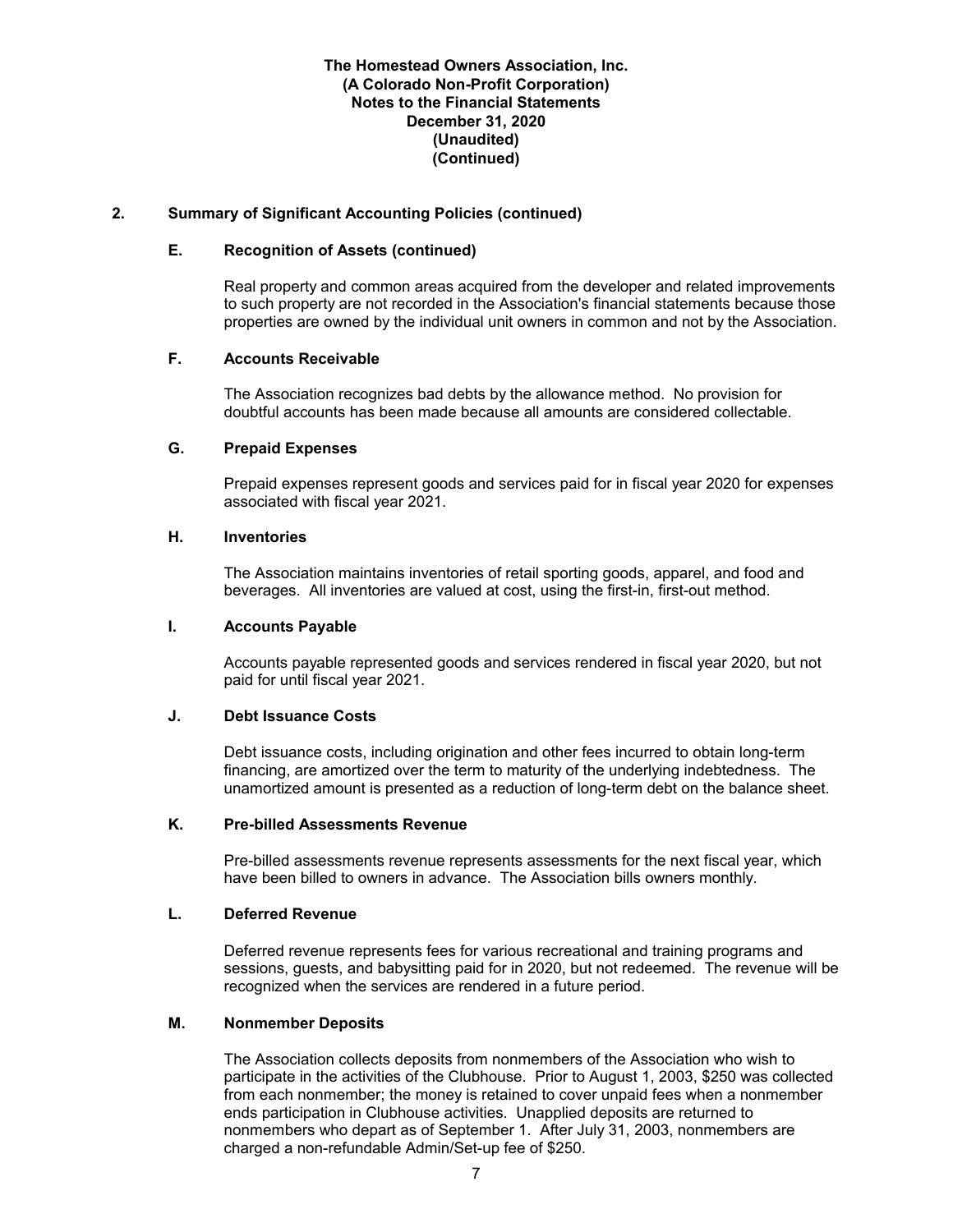**The Homestead Owners Association, Inc.**
**(A Colorado Non-Profit Corporation)**
**Notes to the Financial Statements**
**December 31, 2020**
**(Unaudited)**
**(Continued)**

## 2. Summary of Significant Accounting Policies (continued)

### E. Recognition of Assets (continued)

Real property and common areas acquired from the developer and related improvements to such property are not recorded in the Association's financial statements because those properties are owned by the individual unit owners in common and not by the Association.

### F. Accounts Receivable

The Association recognizes bad debts by the allowance method. No provision for doubtful accounts has been made because all amounts are considered collectable.

### G. Prepaid Expenses

Prepaid expenses represent goods and services paid for in fiscal year 2020 for expenses associated with fiscal year 2021.

### H. Inventories

The Association maintains inventories of retail sporting goods, apparel, and food and beverages. All inventories are valued at cost, using the first-in, first-out method.

### I. Accounts Payable

Accounts payable represented goods and services rendered in fiscal year 2020, but not paid for until fiscal year 2021.

### J. Debt Issuance Costs

Debt issuance costs, including origination and other fees incurred to obtain long-term financing, are amortized over the term to maturity of the underlying indebtedness. The unamortized amount is presented as a reduction of long-term debt on the balance sheet.

### K. Pre-billed Assessments Revenue

Pre-billed assessments revenue represents assessments for the next fiscal year, which have been billed to owners in advance. The Association bills owners monthly.

### L. Deferred Revenue

Deferred revenue represents fees for various recreational and training programs and sessions, guests, and babysitting paid for in 2020, but not redeemed. The revenue will be recognized when the services are rendered in a future period.

### M. Nonmember Deposits

The Association collects deposits from nonmembers of the Association who wish to participate in the activities of the Clubhouse. Prior to August 1, 2003, $250 was collected from each nonmember; the money is retained to cover unpaid fees when a nonmember ends participation in Clubhouse activities. Unapplied deposits are returned to nonmembers who depart as of September 1. After July 31, 2003, nonmembers are charged a non-refundable Admin/Set-up fee of $250.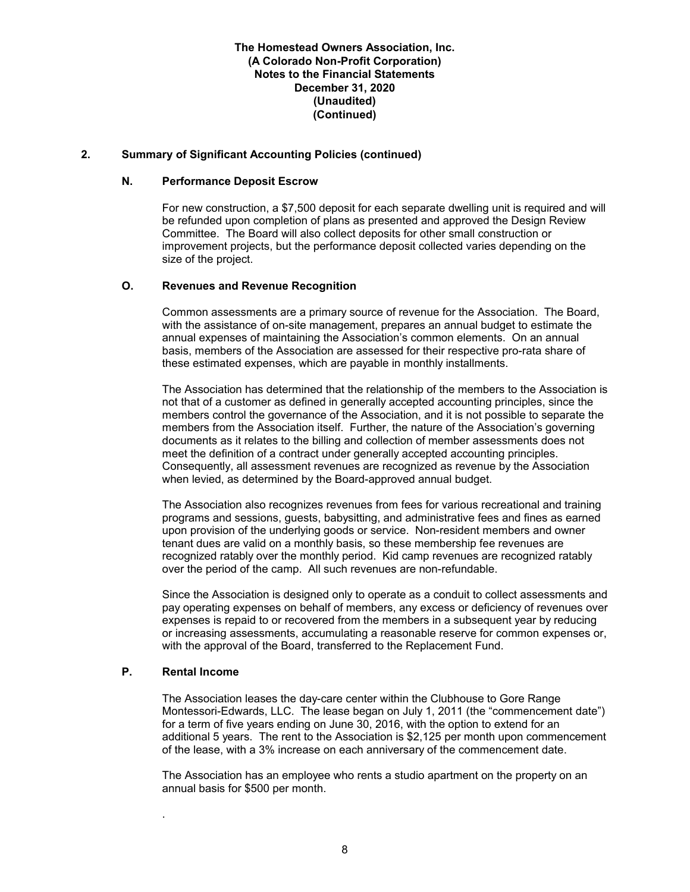## 2. Summary of Significant Accounting Policies (continued)

### N. Performance Deposit Escrow

For new construction, a $7,500 deposit for each separate dwelling unit is required and will be refunded upon completion of plans as presented and approved the Design Review Committee. The Board will also collect deposits for other small construction or improvement projects, but the performance deposit collected varies depending on the size of the project.

### O. Revenues and Revenue Recognition

Common assessments are a primary source of revenue for the Association. The Board, with the assistance of on-site management, prepares an annual budget to estimate the annual expenses of maintaining the Association's common elements. On an annual basis, members of the Association are assessed for their respective pro-rata share of these estimated expenses, which are payable in monthly installments.

The Association has determined that the relationship of the members to the Association is not that of a customer as defined in generally accepted accounting principles, since the members control the governance of the Association, and it is not possible to separate the members from the Association itself. Further, the nature of the Association's governing documents as it relates to the billing and collection of member assessments does not meet the definition of a contract under generally accepted accounting principles. Consequently, all assessment revenues are recognized as revenue by the Association when levied, as determined by the Board-approved annual budget.

The Association also recognizes revenues from fees for various recreational and training programs and sessions, guests, babysitting, and administrative fees and fines as earned upon provision of the underlying goods or service. Non-resident members and owner tenant dues are valid on a monthly basis, so these membership fee revenues are recognized ratably over the monthly period. Kid camp revenues are recognized ratably over the period of the camp. All such revenues are non-refundable.

Since the Association is designed only to operate as a conduit to collect assessments and pay operating expenses on behalf of members, any excess or deficiency of revenues over expenses is repaid to or recovered from the members in a subsequent year by reducing or increasing assessments, accumulating a reasonable reserve for common expenses or, with the approval of the Board, transferred to the Replacement Fund.

### P. Rental Income

The Association leases the day-care center within the Clubhouse to Gore Range Montessori-Edwards, LLC. The lease began on July 1, 2011 (the "commencement date") for a term of five years ending on June 30, 2016, with the option to extend for an additional 5 years. The rent to the Association is $2,125 per month upon commencement of the lease, with a 3% increase on each anniversary of the commencement date.

The Association has an employee who rents a studio apartment on the property on an annual basis for $500 per month.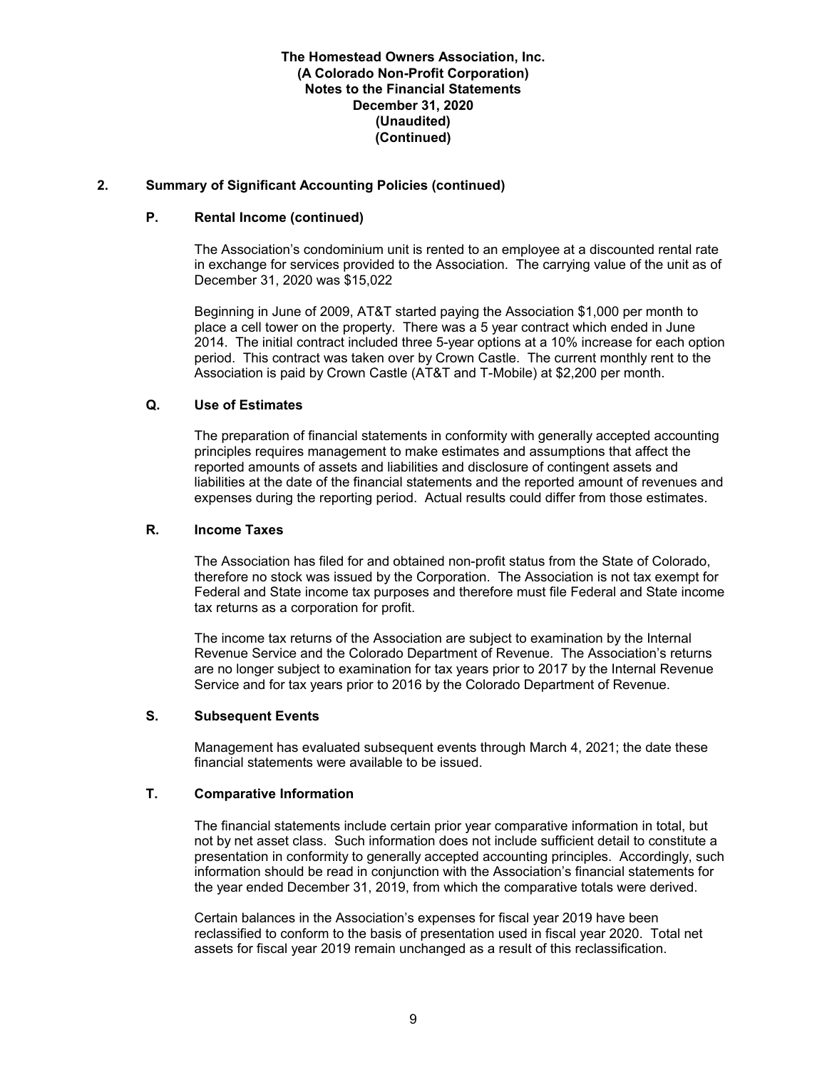## 2. Summary of Significant Accounting Policies (continued)

### P. Rental Income (continued)

The Association's condominium unit is rented to an employee at a discounted rental rate in exchange for services provided to the Association. The carrying value of the unit as of December 31, 2020 was $15,022

Beginning in June of 2009, AT&T started paying the Association $1,000 per month to place a cell tower on the property. There was a 5 year contract which ended in June 2014. The initial contract included three 5-year options at a 10% increase for each option period. This contract was taken over by Crown Castle. The current monthly rent to the Association is paid by Crown Castle (AT&T and T-Mobile) at $2,200 per month.

### Q. Use of Estimates

The preparation of financial statements in conformity with generally accepted accounting principles requires management to make estimates and assumptions that affect the reported amounts of assets and liabilities and disclosure of contingent assets and liabilities at the date of the financial statements and the reported amount of revenues and expenses during the reporting period. Actual results could differ from those estimates.

### R. Income Taxes

The Association has filed for and obtained non-profit status from the State of Colorado, therefore no stock was issued by the Corporation. The Association is not tax exempt for Federal and State income tax purposes and therefore must file Federal and State income tax returns as a corporation for profit.

The income tax returns of the Association are subject to examination by the Internal Revenue Service and the Colorado Department of Revenue. The Association's returns are no longer subject to examination for tax years prior to 2017 by the Internal Revenue Service and for tax years prior to 2016 by the Colorado Department of Revenue.

### S. Subsequent Events

Management has evaluated subsequent events through March 4, 2021; the date these financial statements were available to be issued.

### T. Comparative Information

The financial statements include certain prior year comparative information in total, but not by net asset class. Such information does not include sufficient detail to constitute a presentation in conformity to generally accepted accounting principles. Accordingly, such information should be read in conjunction with the Association's financial statements for the year ended December 31, 2019, from which the comparative totals were derived.

Certain balances in the Association's expenses for fiscal year 2019 have been reclassified to conform to the basis of presentation used in fiscal year 2020. Total net assets for fiscal year 2019 remain unchanged as a result of this reclassification.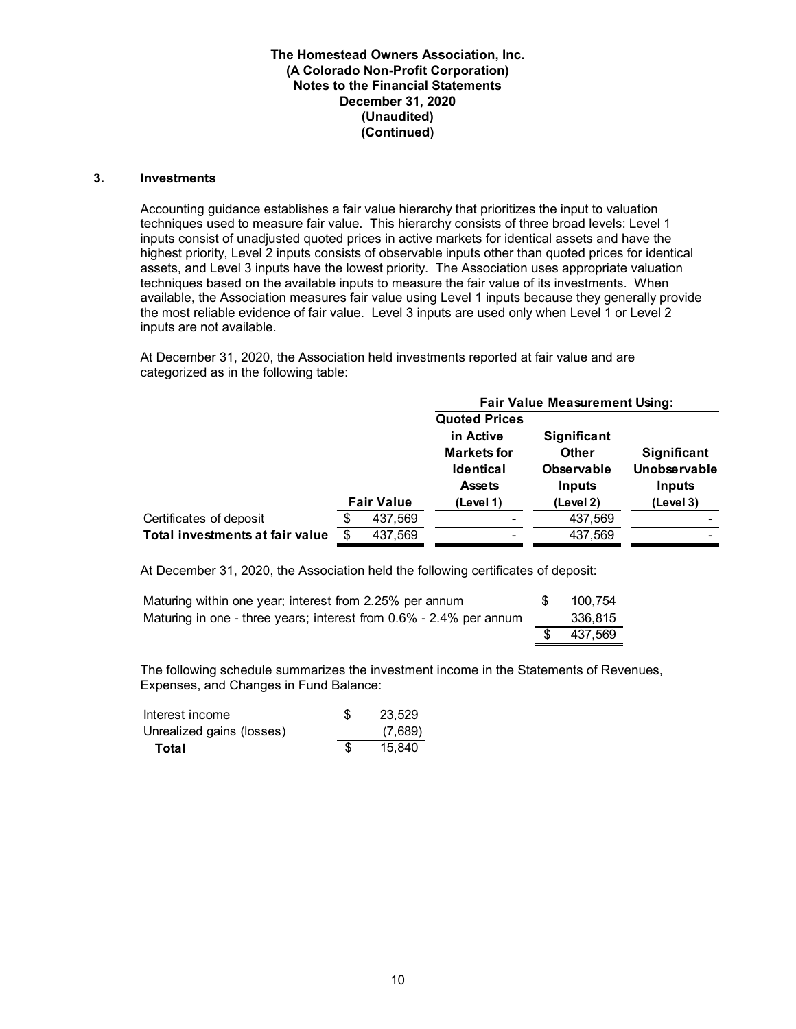**The Homestead Owners Association, Inc.**
**(A Colorado Non-Profit Corporation)**
**Notes to the Financial Statements**
**December 31, 2020**
**(Unaudited)**
**(Continued)**

### 3. Investments

Accounting guidance establishes a fair value hierarchy that prioritizes the input to valuation techniques used to measure fair value. This hierarchy consists of three broad levels: Level 1 inputs consist of unadjusted quoted prices in active markets for identical assets and have the highest priority, Level 2 inputs consists of observable inputs other than quoted prices for identical assets, and Level 3 inputs have the lowest priority. The Association uses appropriate valuation techniques based on the available inputs to measure the fair value of its investments. When available, the Association measures fair value using Level 1 inputs because they generally provide the most reliable evidence of fair value. Level 3 inputs are used only when Level 1 or Level 2 inputs are not available.

At December 31, 2020, the Association held investments reported at fair value and are categorized as in the following table:

| | | Fair Value Measurement Using: | | |
|---|---|---|---|---|
| | Fair Value | Quoted Prices in Active Markets for Identical Assets (Level 1) | Significant Other Observable Inputs (Level 2) | Significant Unobservable Inputs (Level 3) |
| Certificates of deposit | $ 437,569 | - | 437,569 | - |
| **Total investments at fair value** | $ 437,569 | - | 437,569 | - |

At December 31, 2020, the Association held the following certificates of deposit:

| | |
|---|---|
| Maturing within one year; interest from 2.25% per annum | $ 100,754 |
| Maturing in one - three years; interest from 0.6% - 2.4% per annum | 336,815 |
| | $ 437,569 |

The following schedule summarizes the investment income in the Statements of Revenues, Expenses, and Changes in Fund Balance:

| | |
|---|---|
| Interest income | $ 23,529 |
| Unrealized gains (losses) | (7,689) |
| **Total** | $ 15,840 |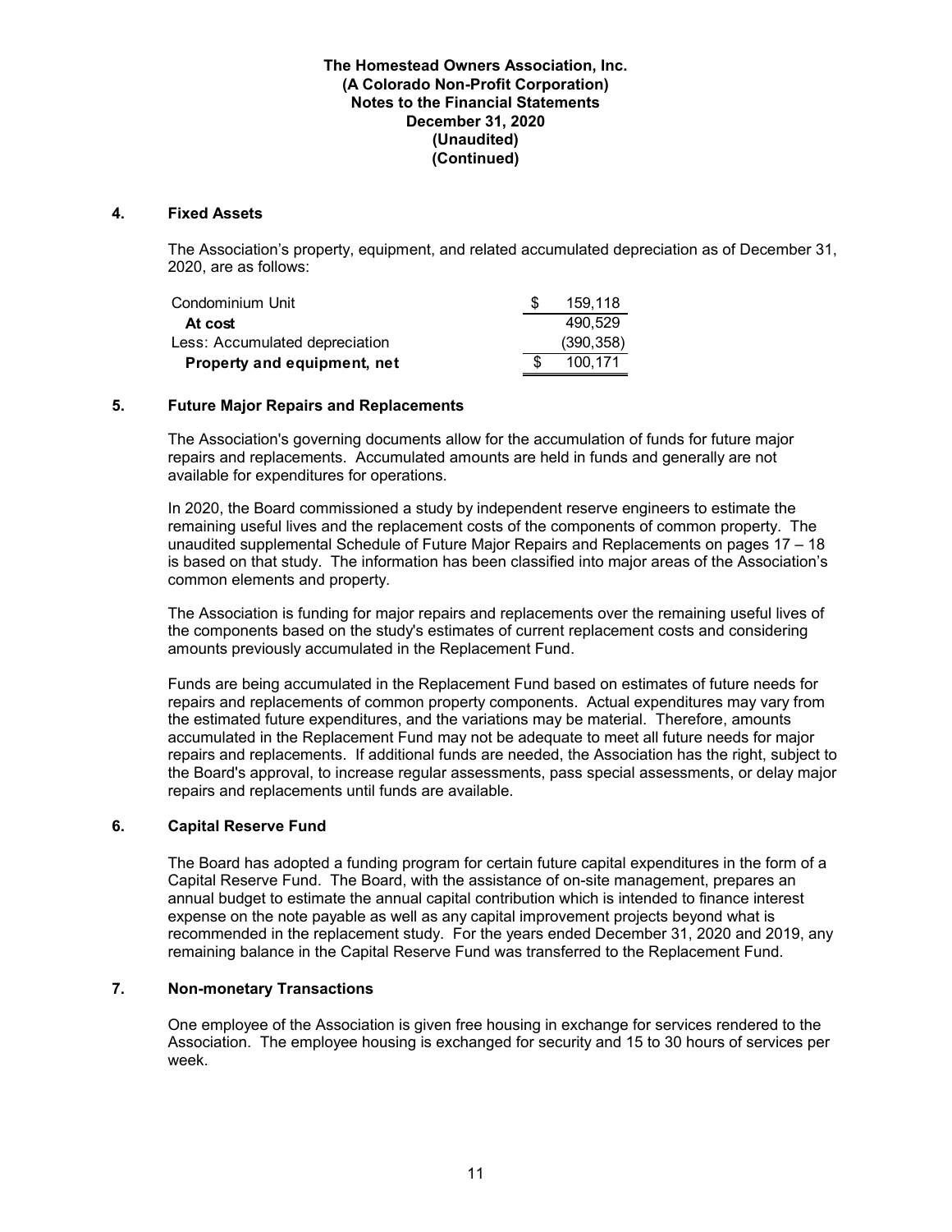**The Homestead Owners Association, Inc.**
**(A Colorado Non-Profit Corporation)**
**Notes to the Financial Statements**
**December 31, 2020**
**(Unaudited)**
**(Continued)**

## 4. Fixed Assets

The Association's property, equipment, and related accumulated depreciation as of December 31, 2020, are as follows:

| | |
|---|---|
| Condominium Unit | $ 159,118 |
| **At cost** | 490,529 |
| Less: Accumulated depreciation | (390,358) |
| **Property and equipment, net** | $ 100,171 |

## 5. Future Major Repairs and Replacements

The Association's governing documents allow for the accumulation of funds for future major repairs and replacements. Accumulated amounts are held in funds and generally are not available for expenditures for operations.

In 2020, the Board commissioned a study by independent reserve engineers to estimate the remaining useful lives and the replacement costs of the components of common property. The unaudited supplemental Schedule of Future Major Repairs and Replacements on pages 17 – 18 is based on that study. The information has been classified into major areas of the Association's common elements and property.

The Association is funding for major repairs and replacements over the remaining useful lives of the components based on the study's estimates of current replacement costs and considering amounts previously accumulated in the Replacement Fund.

Funds are being accumulated in the Replacement Fund based on estimates of future needs for repairs and replacements of common property components. Actual expenditures may vary from the estimated future expenditures, and the variations may be material. Therefore, amounts accumulated in the Replacement Fund may not be adequate to meet all future needs for major repairs and replacements. If additional funds are needed, the Association has the right, subject to the Board's approval, to increase regular assessments, pass special assessments, or delay major repairs and replacements until funds are available.

## 6. Capital Reserve Fund

The Board has adopted a funding program for certain future capital expenditures in the form of a Capital Reserve Fund. The Board, with the assistance of on-site management, prepares an annual budget to estimate the annual capital contribution which is intended to finance interest expense on the note payable as well as any capital improvement projects beyond what is recommended in the replacement study. For the years ended December 31, 2020 and 2019, any remaining balance in the Capital Reserve Fund was transferred to the Replacement Fund.

## 7. Non-monetary Transactions

One employee of the Association is given free housing in exchange for services rendered to the Association. The employee housing is exchanged for security and 15 to 30 hours of services per week.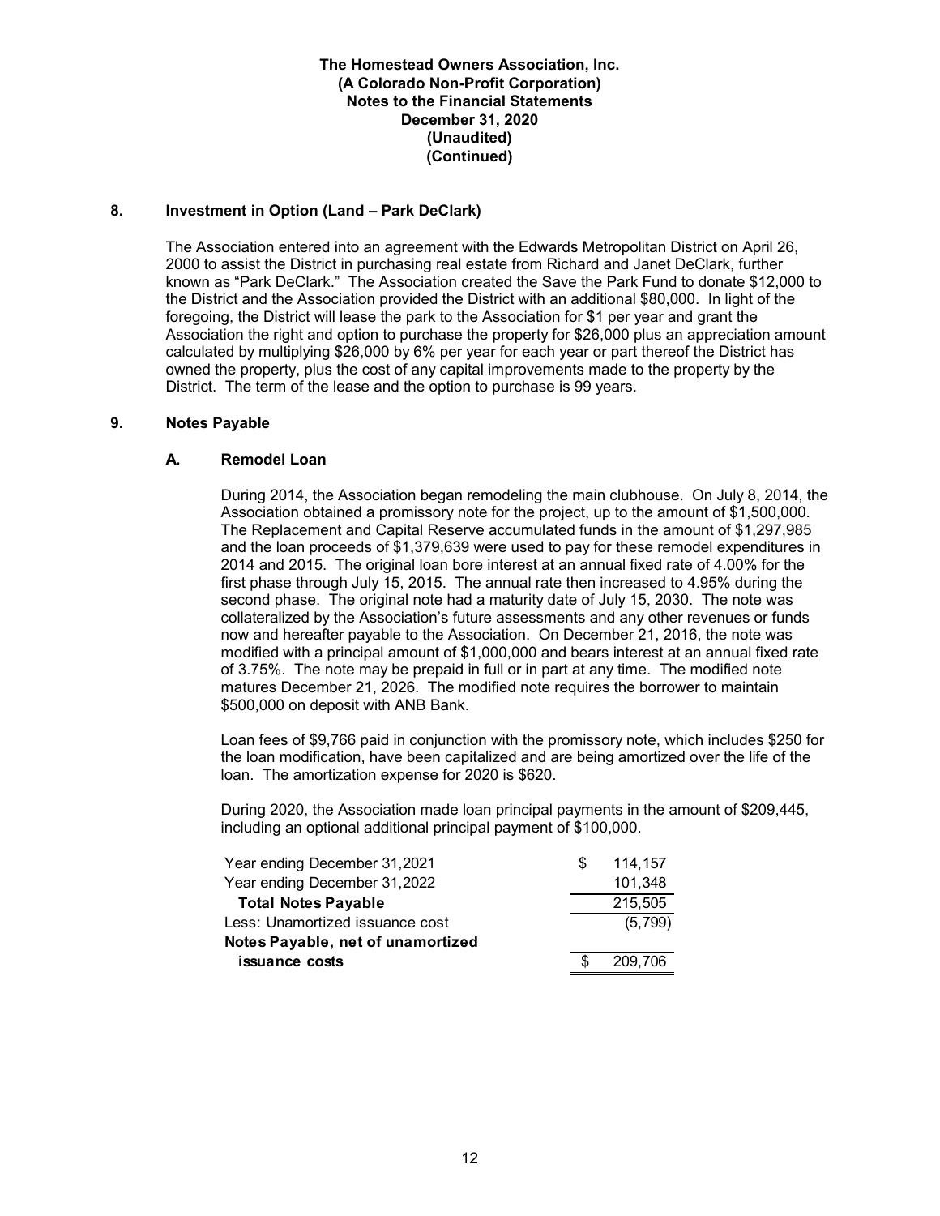## 8. Investment in Option (Land – Park DeClark)

The Association entered into an agreement with the Edwards Metropolitan District on April 26, 2000 to assist the District in purchasing real estate from Richard and Janet DeClark, further known as "Park DeClark." The Association created the Save the Park Fund to donate $12,000 to the District and the Association provided the District with an additional $80,000. In light of the foregoing, the District will lease the park to the Association for $1 per year and grant the Association the right and option to purchase the property for $26,000 plus an appreciation amount calculated by multiplying $26,000 by 6% per year for each year or part thereof the District has owned the property, plus the cost of any capital improvements made to the property by the District. The term of the lease and the option to purchase is 99 years.

## 9. Notes Payable

### A. Remodel Loan

During 2014, the Association began remodeling the main clubhouse. On July 8, 2014, the Association obtained a promissory note for the project, up to the amount of $1,500,000. The Replacement and Capital Reserve accumulated funds in the amount of $1,297,985 and the loan proceeds of $1,379,639 were used to pay for these remodel expenditures in 2014 and 2015. The original loan bore interest at an annual fixed rate of 4.00% for the first phase through July 15, 2015. The annual rate then increased to 4.95% during the second phase. The original note had a maturity date of July 15, 2030. The note was collateralized by the Association's future assessments and any other revenues or funds now and hereafter payable to the Association. On December 21, 2016, the note was modified with a principal amount of $1,000,000 and bears interest at an annual fixed rate of 3.75%. The note may be prepaid in full or in part at any time. The modified note matures December 21, 2026. The modified note requires the borrower to maintain $500,000 on deposit with ANB Bank.

Loan fees of $9,766 paid in conjunction with the promissory note, which includes $250 for the loan modification, have been capitalized and are being amortized over the life of the loan. The amortization expense for 2020 is $620.

During 2020, the Association made loan principal payments in the amount of $209,445, including an optional additional principal payment of $100,000.

| | |
|---|---|
| Year ending December 31,2021 | $ 114,157 |
| Year ending December 31,2022 | 101,348 |
| **Total Notes Payable** | 215,505 |
| Less: Unamortized issuance cost | (5,799) |
| **Notes Payable, net of unamortized issuance costs** | $ 209,706 |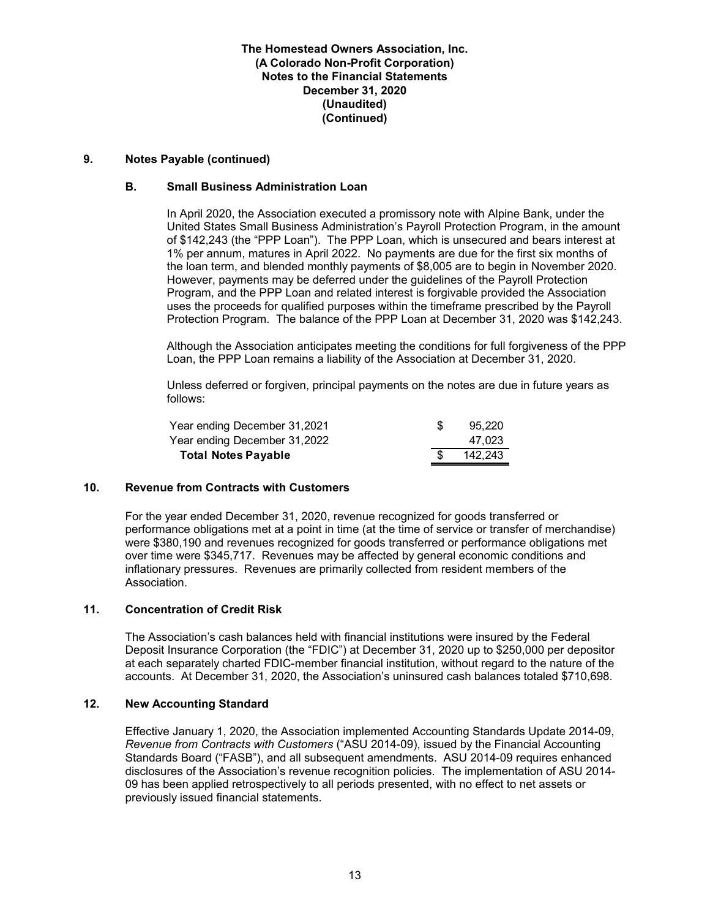**The Homestead Owners Association, Inc.**
**(A Colorado Non-Profit Corporation)**
**Notes to the Financial Statements**
**December 31, 2020**
**(Unaudited)**
**(Continued)**

## 9. Notes Payable (continued)

### B. Small Business Administration Loan

In April 2020, the Association executed a promissory note with Alpine Bank, under the United States Small Business Administration's Payroll Protection Program, in the amount of $142,243 (the "PPP Loan"). The PPP Loan, which is unsecured and bears interest at 1% per annum, matures in April 2022. No payments are due for the first six months of the loan term, and blended monthly payments of $8,005 are to begin in November 2020. However, payments may be deferred under the guidelines of the Payroll Protection Program, and the PPP Loan and related interest is forgivable provided the Association uses the proceeds for qualified purposes within the timeframe prescribed by the Payroll Protection Program. The balance of the PPP Loan at December 31, 2020 was $142,243.

Although the Association anticipates meeting the conditions for full forgiveness of the PPP Loan, the PPP Loan remains a liability of the Association at December 31, 2020.

Unless deferred or forgiven, principal payments on the notes are due in future years as follows:

| | | |
|---|---|---|
| Year ending December 31,2021 | $ | 95,220 |
| Year ending December 31,2022 | | 47,023 |
| **Total Notes Payable** | $ | 142,243 |

## 10. Revenue from Contracts with Customers

For the year ended December 31, 2020, revenue recognized for goods transferred or performance obligations met at a point in time (at the time of service or transfer of merchandise) were $380,190 and revenues recognized for goods transferred or performance obligations met over time were $345,717. Revenues may be affected by general economic conditions and inflationary pressures. Revenues are primarily collected from resident members of the Association.

## 11. Concentration of Credit Risk

The Association's cash balances held with financial institutions were insured by the Federal Deposit Insurance Corporation (the "FDIC") at December 31, 2020 up to $250,000 per depositor at each separately charted FDIC-member financial institution, without regard to the nature of the accounts. At December 31, 2020, the Association's uninsured cash balances totaled $710,698.

## 12. New Accounting Standard

Effective January 1, 2020, the Association implemented Accounting Standards Update 2014-09, *Revenue from Contracts with Customers* ("ASU 2014-09), issued by the Financial Accounting Standards Board ("FASB"), and all subsequent amendments. ASU 2014-09 requires enhanced disclosures of the Association's revenue recognition policies. The implementation of ASU 2014-09 has been applied retrospectively to all periods presented, with no effect to net assets or previously issued financial statements.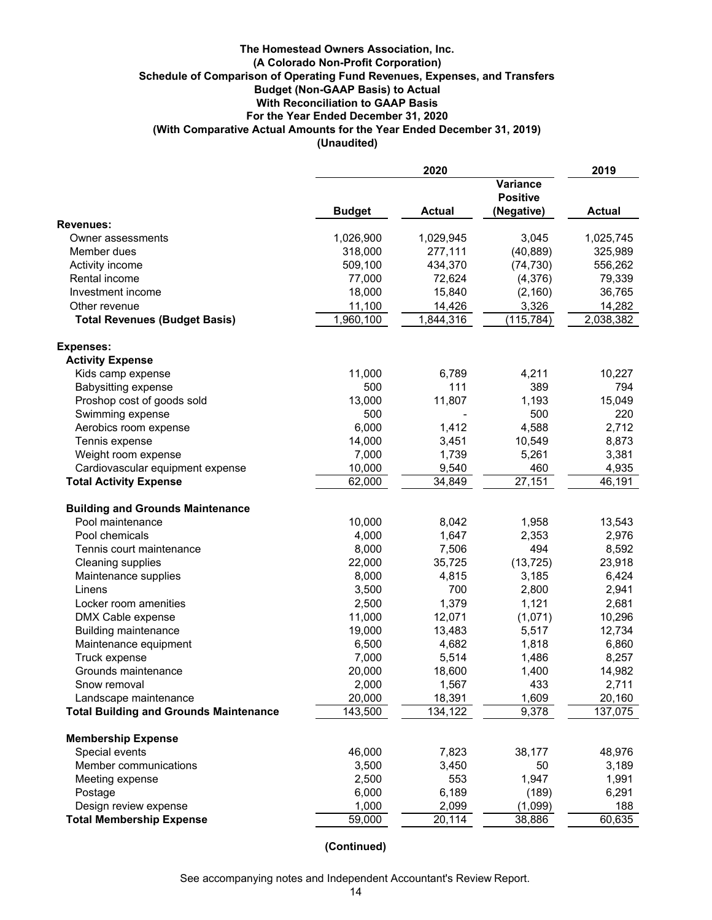**The Homestead Owners Association, Inc.**
**(A Colorado Non-Profit Corporation)**
**Schedule of Comparison of Operating Fund Revenues, Expenses, and Transfers**
**Budget (Non-GAAP Basis) to Actual**
**With Reconciliation to GAAP Basis**
**For the Year Ended December 31, 2020**
**(With Comparative Actual Amounts for the Year Ended December 31, 2019)**
**(Unaudited)**

| | 2020 | | | 2019 |
|---|---|---|---|---|
| | Budget | Actual | Variance Positive (Negative) | Actual |
| **Revenues:** | | | | |
| Owner assessments | 1,026,900 | 1,029,945 | 3,045 | 1,025,745 |
| Member dues | 318,000 | 277,111 | (40,889) | 325,989 |
| Activity income | 509,100 | 434,370 | (74,730) | 556,262 |
| Rental income | 77,000 | 72,624 | (4,376) | 79,339 |
| Investment income | 18,000 | 15,840 | (2,160) | 36,765 |
| Other revenue | 11,100 | 14,426 | 3,326 | 14,282 |
| **Total Revenues (Budget Basis)** | 1,960,100 | 1,844,316 | (115,784) | 2,038,382 |
| **Expenses:** | | | | |
| **Activity Expense** | | | | |
| Kids camp expense | 11,000 | 6,789 | 4,211 | 10,227 |
| Babysitting expense | 500 | 111 | 389 | 794 |
| Proshop cost of goods sold | 13,000 | 11,807 | 1,193 | 15,049 |
| Swimming expense | 500 | - | 500 | 220 |
| Aerobics room expense | 6,000 | 1,412 | 4,588 | 2,712 |
| Tennis expense | 14,000 | 3,451 | 10,549 | 8,873 |
| Weight room expense | 7,000 | 1,739 | 5,261 | 3,381 |
| Cardiovascular equipment expense | 10,000 | 9,540 | 460 | 4,935 |
| **Total Activity Expense** | 62,000 | 34,849 | 27,151 | 46,191 |
| **Building and Grounds Maintenance** | | | | |
| Pool maintenance | 10,000 | 8,042 | 1,958 | 13,543 |
| Pool chemicals | 4,000 | 1,647 | 2,353 | 2,976 |
| Tennis court maintenance | 8,000 | 7,506 | 494 | 8,592 |
| Cleaning supplies | 22,000 | 35,725 | (13,725) | 23,918 |
| Maintenance supplies | 8,000 | 4,815 | 3,185 | 6,424 |
| Linens | 3,500 | 700 | 2,800 | 2,941 |
| Locker room amenities | 2,500 | 1,379 | 1,121 | 2,681 |
| DMX Cable expense | 11,000 | 12,071 | (1,071) | 10,296 |
| Building maintenance | 19,000 | 13,483 | 5,517 | 12,734 |
| Maintenance equipment | 6,500 | 4,682 | 1,818 | 6,860 |
| Truck expense | 7,000 | 5,514 | 1,486 | 8,257 |
| Grounds maintenance | 20,000 | 18,600 | 1,400 | 14,982 |
| Snow removal | 2,000 | 1,567 | 433 | 2,711 |
| Landscape maintenance | 20,000 | 18,391 | 1,609 | 20,160 |
| **Total Building and Grounds Maintenance** | 143,500 | 134,122 | 9,378 | 137,075 |
| **Membership Expense** | | | | |
| Special events | 46,000 | 7,823 | 38,177 | 48,976 |
| Member communications | 3,500 | 3,450 | 50 | 3,189 |
| Meeting expense | 2,500 | 553 | 1,947 | 1,991 |
| Postage | 6,000 | 6,189 | (189) | 6,291 |
| Design review expense | 1,000 | 2,099 | (1,099) | 188 |
| **Total Membership Expense** | 59,000 | 20,114 | 38,886 | 60,635 |

**(Continued)**

See accompanying notes and Independent Accountant's Review Report.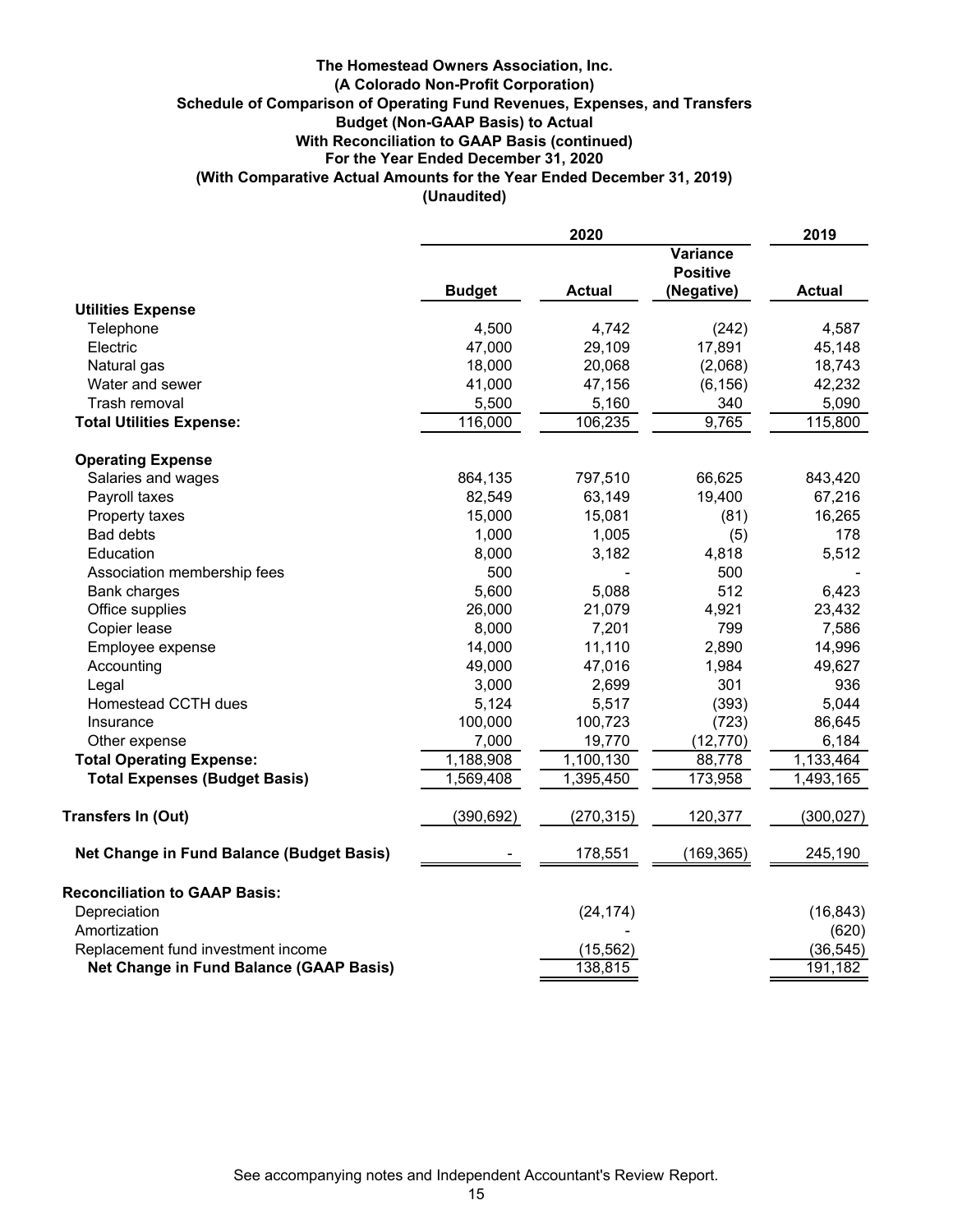**The Homestead Owners Association, Inc.**
**(A Colorado Non-Profit Corporation)**
**Schedule of Comparison of Operating Fund Revenues, Expenses, and Transfers**
**Budget (Non-GAAP Basis) to Actual**
**With Reconciliation to GAAP Basis (continued)**
**For the Year Ended December 31, 2020**
**(With Comparative Actual Amounts for the Year Ended December 31, 2019)**
**(Unaudited)**

| | 2020 | | | 2019 |
|---|---|---|---|---|
| | **Budget** | **Actual** | **Variance Positive (Negative)** | **Actual** |
| **Utilities Expense** | | | | |
| Telephone | 4,500 | 4,742 | (242) | 4,587 |
| Electric | 47,000 | 29,109 | 17,891 | 45,148 |
| Natural gas | 18,000 | 20,068 | (2,068) | 18,743 |
| Water and sewer | 41,000 | 47,156 | (6,156) | 42,232 |
| Trash removal | 5,500 | 5,160 | 340 | 5,090 |
| **Total Utilities Expense:** | 116,000 | 106,235 | 9,765 | 115,800 |
| **Operating Expense** | | | | |
| Salaries and wages | 864,135 | 797,510 | 66,625 | 843,420 |
| Payroll taxes | 82,549 | 63,149 | 19,400 | 67,216 |
| Property taxes | 15,000 | 15,081 | (81) | 16,265 |
| Bad debts | 1,000 | 1,005 | (5) | 178 |
| Education | 8,000 | 3,182 | 4,818 | 5,512 |
| Association membership fees | 500 | - | 500 | - |
| Bank charges | 5,600 | 5,088 | 512 | 6,423 |
| Office supplies | 26,000 | 21,079 | 4,921 | 23,432 |
| Copier lease | 8,000 | 7,201 | 799 | 7,586 |
| Employee expense | 14,000 | 11,110 | 2,890 | 14,996 |
| Accounting | 49,000 | 47,016 | 1,984 | 49,627 |
| Legal | 3,000 | 2,699 | 301 | 936 |
| Homestead CCTH dues | 5,124 | 5,517 | (393) | 5,044 |
| Insurance | 100,000 | 100,723 | (723) | 86,645 |
| Other expense | 7,000 | 19,770 | (12,770) | 6,184 |
| **Total Operating Expense:** | 1,188,908 | 1,100,130 | 88,778 | 1,133,464 |
| **Total Expenses (Budget Basis)** | 1,569,408 | 1,395,450 | 173,958 | 1,493,165 |
| **Transfers In (Out)** | (390,692) | (270,315) | 120,377 | (300,027) |
| **Net Change in Fund Balance (Budget Basis)** | - | 178,551 | (169,365) | 245,190 |
| **Reconciliation to GAAP Basis:** | | | | |
| Depreciation | | (24,174) | | (16,843) |
| Amortization | | - | | (620) |
| Replacement fund investment income | | (15,562) | | (36,545) |
| **Net Change in Fund Balance (GAAP Basis)** | | 138,815 | | 191,182 |

See accompanying notes and Independent Accountant's Review Report.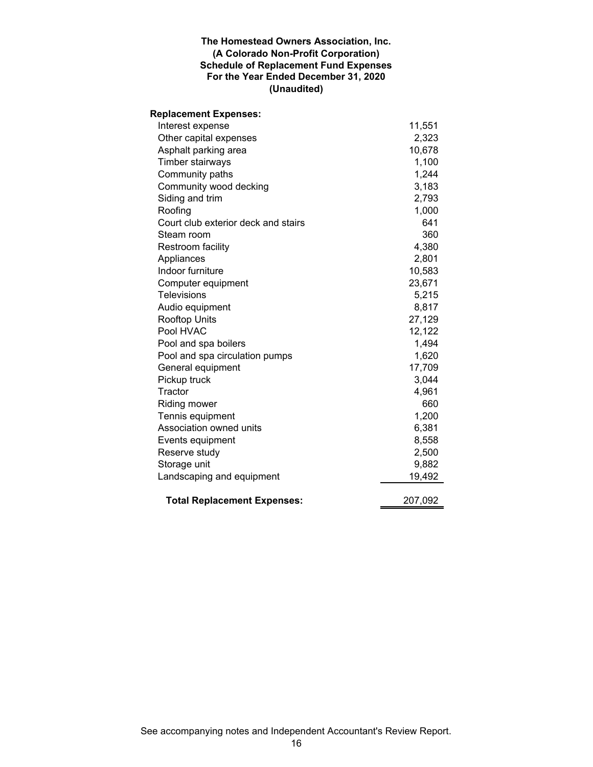**The Homestead Owners Association, Inc.**
**(A Colorado Non-Profit Corporation)**
**Schedule of Replacement Fund Expenses**
**For the Year Ended December 31, 2020**
**(Unaudited)**

| **Replacement Expenses:** | |
|---|---|
| Interest expense | 11,551 |
| Other capital expenses | 2,323 |
| Asphalt parking area | 10,678 |
| Timber stairways | 1,100 |
| Community paths | 1,244 |
| Community wood decking | 3,183 |
| Siding and trim | 2,793 |
| Roofing | 1,000 |
| Court club exterior deck and stairs | 641 |
| Steam room | 360 |
| Restroom facility | 4,380 |
| Appliances | 2,801 |
| Indoor furniture | 10,583 |
| Computer equipment | 23,671 |
| Televisions | 5,215 |
| Audio equipment | 8,817 |
| Rooftop Units | 27,129 |
| Pool HVAC | 12,122 |
| Pool and spa boilers | 1,494 |
| Pool and spa circulation pumps | 1,620 |
| General equipment | 17,709 |
| Pickup truck | 3,044 |
| Tractor | 4,961 |
| Riding mower | 660 |
| Tennis equipment | 1,200 |
| Association owned units | 6,381 |
| Events equipment | 8,558 |
| Reserve study | 2,500 |
| Storage unit | 9,882 |
| Landscaping and equipment | 19,492 |
| **Total Replacement Expenses:** | 207,092 |

See accompanying notes and Independent Accountant's Review Report.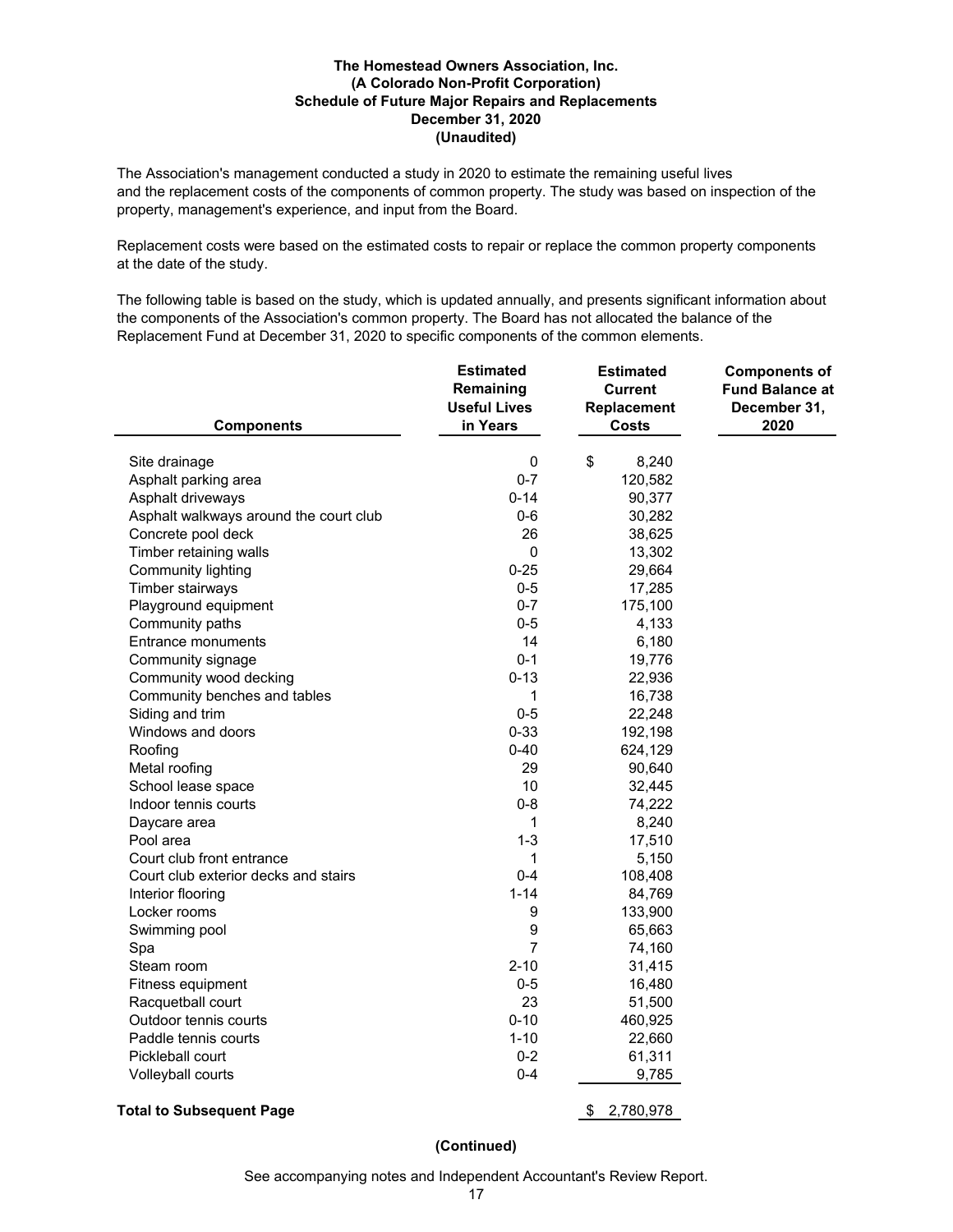**The Homestead Owners Association, Inc.**
**(A Colorado Non-Profit Corporation)**
**Schedule of Future Major Repairs and Replacements**
**December 31, 2020**
**(Unaudited)**

The Association's management conducted a study in 2020 to estimate the remaining useful lives and the replacement costs of the components of common property. The study was based on inspection of the property, management's experience, and input from the Board.

Replacement costs were based on the estimated costs to repair or replace the common property components at the date of the study.

The following table is based on the study, which is updated annually, and presents significant information about the components of the Association's common property. The Board has not allocated the balance of the Replacement Fund at December 31, 2020 to specific components of the common elements.

| Components | Estimated Remaining Useful Lives in Years | Estimated Current Replacement Costs | Components of Fund Balance at December 31, 2020 |
|---|---|---|---|
| Site drainage | 0 | $ 8,240 | |
| Asphalt parking area | 0-7 | 120,582 | |
| Asphalt driveways | 0-14 | 90,377 | |
| Asphalt walkways around the court club | 0-6 | 30,282 | |
| Concrete pool deck | 26 | 38,625 | |
| Timber retaining walls | 0 | 13,302 | |
| Community lighting | 0-25 | 29,664 | |
| Timber stairways | 0-5 | 17,285 | |
| Playground equipment | 0-7 | 175,100 | |
| Community paths | 0-5 | 4,133 | |
| Entrance monuments | 14 | 6,180 | |
| Community signage | 0-1 | 19,776 | |
| Community wood decking | 0-13 | 22,936 | |
| Community benches and tables | 1 | 16,738 | |
| Siding and trim | 0-5 | 22,248 | |
| Windows and doors | 0-33 | 192,198 | |
| Roofing | 0-40 | 624,129 | |
| Metal roofing | 29 | 90,640 | |
| School lease space | 10 | 32,445 | |
| Indoor tennis courts | 0-8 | 74,222 | |
| Daycare area | 1 | 8,240 | |
| Pool area | 1-3 | 17,510 | |
| Court club front entrance | 1 | 5,150 | |
| Court club exterior decks and stairs | 0-4 | 108,408 | |
| Interior flooring | 1-14 | 84,769 | |
| Locker rooms | 9 | 133,900 | |
| Swimming pool | 9 | 65,663 | |
| Spa | 7 | 74,160 | |
| Steam room | 2-10 | 31,415 | |
| Fitness equipment | 0-5 | 16,480 | |
| Racquetball court | 23 | 51,500 | |
| Outdoor tennis courts | 0-10 | 460,925 | |
| Paddle tennis courts | 1-10 | 22,660 | |
| Pickleball court | 0-2 | 61,311 | |
| Volleyball courts | 0-4 | 9,785 | |
| **Total to Subsequent Page** | | $ 2,780,978 | |

**(Continued)**

See accompanying notes and Independent Accountant's Review Report.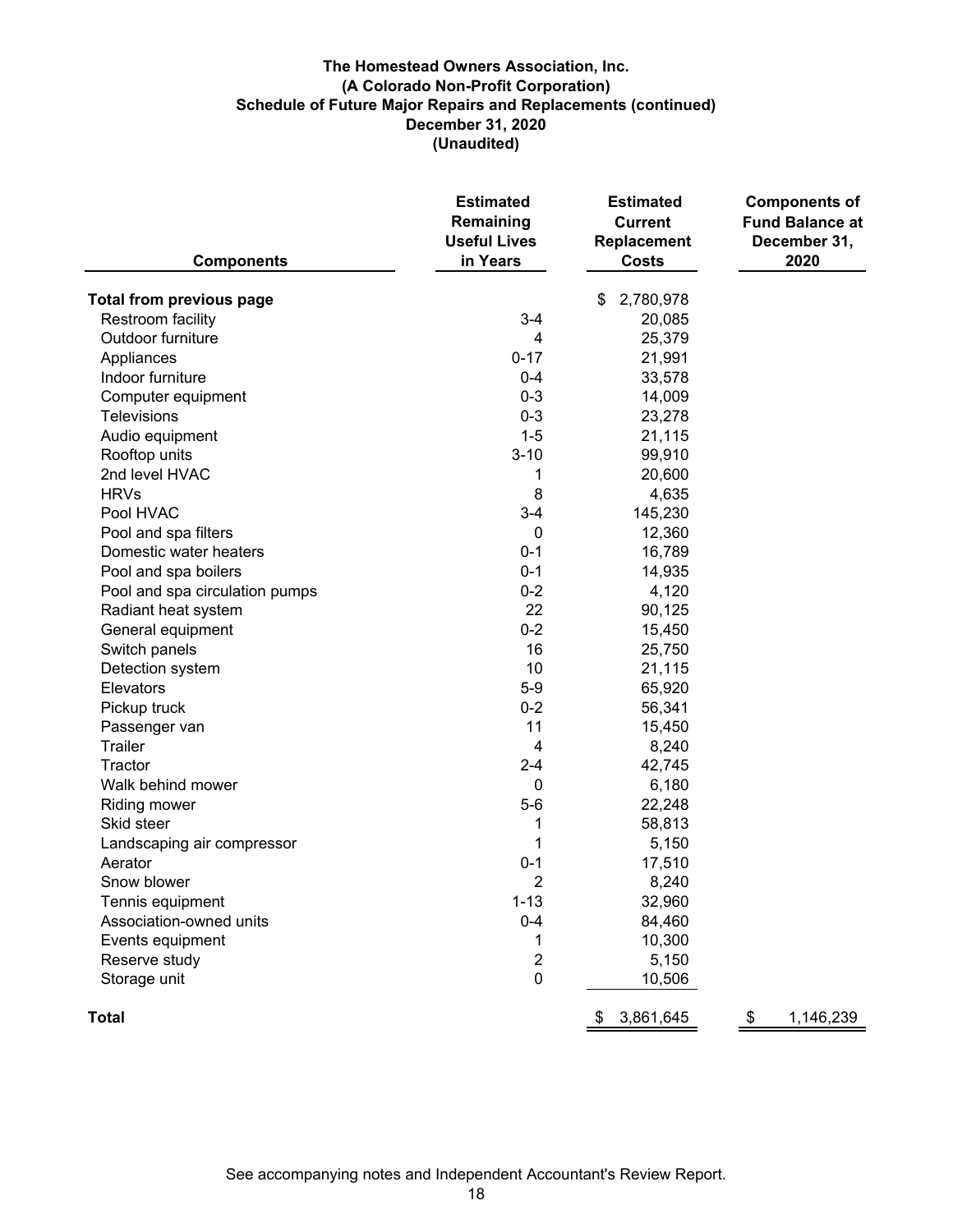**The Homestead Owners Association, Inc.**
**(A Colorado Non-Profit Corporation)**
**Schedule of Future Major Repairs and Replacements (continued)**
**December 31, 2020**
**(Unaudited)**

| Components | Estimated Remaining Useful Lives in Years | Estimated Current Replacement Costs | Components of Fund Balance at December 31, 2020 |
|---|---|---|---|
| **Total from previous page** | | $ 2,780,978 | |
| Restroom facility | 3-4 | 20,085 | |
| Outdoor furniture | 4 | 25,379 | |
| Appliances | 0-17 | 21,991 | |
| Indoor furniture | 0-4 | 33,578 | |
| Computer equipment | 0-3 | 14,009 | |
| Televisions | 0-3 | 23,278 | |
| Audio equipment | 1-5 | 21,115 | |
| Rooftop units | 3-10 | 99,910 | |
| 2nd level HVAC | 1 | 20,600 | |
| HRVs | 8 | 4,635 | |
| Pool HVAC | 3-4 | 145,230 | |
| Pool and spa filters | 0 | 12,360 | |
| Domestic water heaters | 0-1 | 16,789 | |
| Pool and spa boilers | 0-1 | 14,935 | |
| Pool and spa circulation pumps | 0-2 | 4,120 | |
| Radiant heat system | 22 | 90,125 | |
| General equipment | 0-2 | 15,450 | |
| Switch panels | 16 | 25,750 | |
| Detection system | 10 | 21,115 | |
| Elevators | 5-9 | 65,920 | |
| Pickup truck | 0-2 | 56,341 | |
| Passenger van | 11 | 15,450 | |
| Trailer | 4 | 8,240 | |
| Tractor | 2-4 | 42,745 | |
| Walk behind mower | 0 | 6,180 | |
| Riding mower | 5-6 | 22,248 | |
| Skid steer | 1 | 58,813 | |
| Landscaping air compressor | 1 | 5,150 | |
| Aerator | 0-1 | 17,510 | |
| Snow blower | 2 | 8,240 | |
| Tennis equipment | 1-13 | 32,960 | |
| Association-owned units | 0-4 | 84,460 | |
| Events equipment | 1 | 10,300 | |
| Reserve study | 2 | 5,150 | |
| Storage unit | 0 | 10,506 | |
| **Total** | | $ 3,861,645 | $ 1,146,239 |

See accompanying notes and Independent Accountant's Review Report.